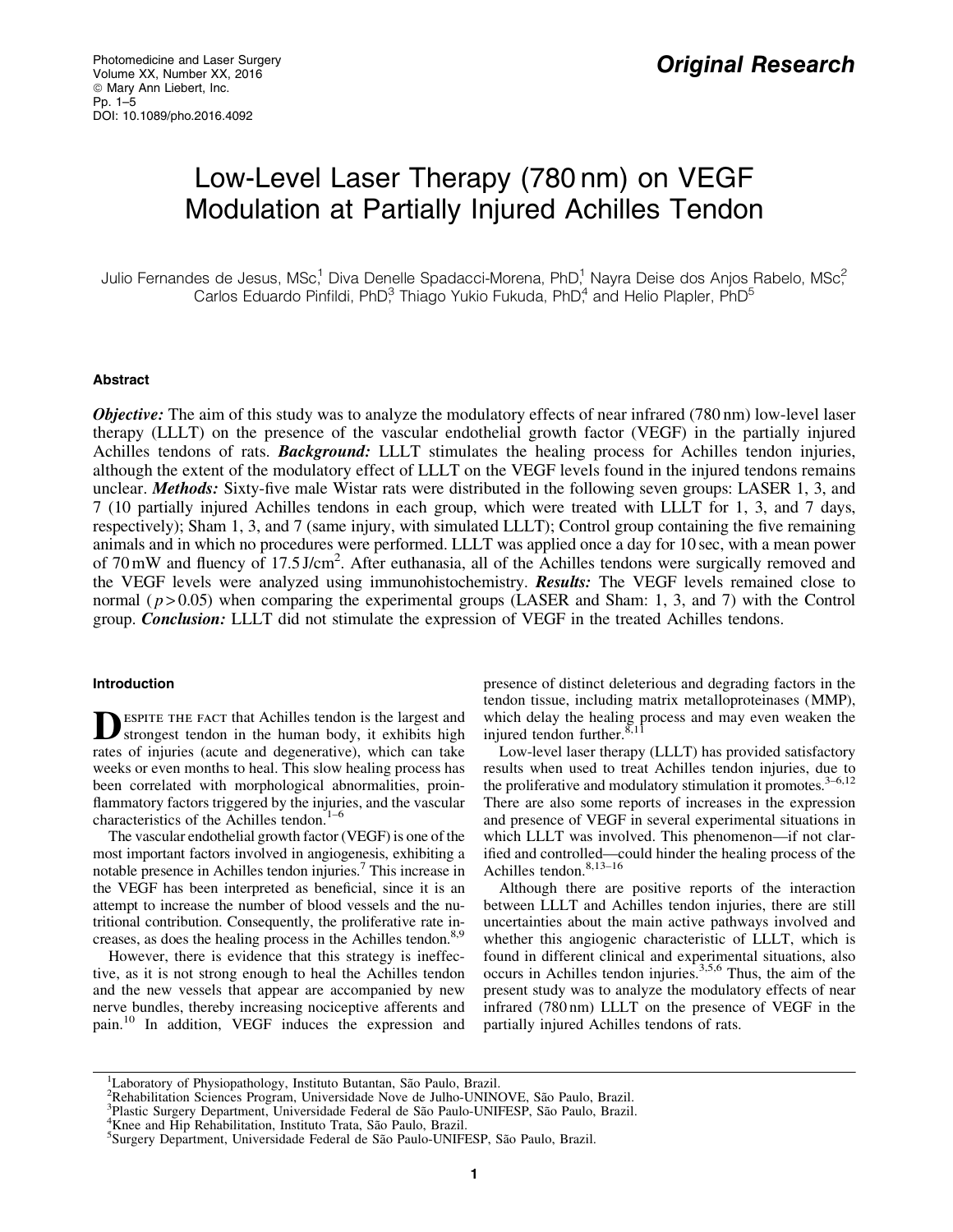Original Research

# Low-Level Laser Therapy (780 nm) on VEGF Modulation at Partially Injured Achilles Tendon

Julio Fernandes de Jesus, MSc,[1] Diva Denelle Spadacci-Morena, PhD,[1] Nayra Deise dos Anjos Rabelo, MSc,[2] Carlos Eduardo Pinfildi, PhD,[3] Thiago Yukio Fukuda, PhD,[4] and Helio Plapler, PhD[5]

## Abstract

***Objective:*** The aim of this study was to analyze the modulatory effects of near infrared (780 nm) low-level laser therapy (LLLT) on the presence of the vascular endothelial growth factor (VEGF) in the partially injured Achilles tendons of rats. ***Background:*** LLLT stimulates the healing process for Achilles tendon injuries, although the extent of the modulatory effect of LLLT on the VEGF levels found in the injured tendons remains unclear. ***Methods:*** Sixty-five male Wistar rats were distributed in the following seven groups: LASER 1, 3, and 7 (10 partially injured Achilles tendons in each group, which were treated with LLLT for 1, 3, and 7 days, respectively); Sham 1, 3, and 7 (same injury, with simulated LLLT); Control group containing the five remaining animals and in which no procedures were performed. LLLT was applied once a day for 10 sec, with a mean power of 70 mW and fluency of 17.5 J/cm$^2$. After euthanasia, all of the Achilles tendons were surgically removed and the VEGF levels were analyzed using immunohistochemistry. ***Results:*** The VEGF levels remained close to normal ($p > 0.05$) when comparing the experimental groups (LASER and Sham: 1, 3, and 7) with the Control group. ***Conclusion:*** LLLT did not stimulate the expression of VEGF in the treated Achilles tendons.

## Introduction

Despite the fact that Achilles tendon is the largest and strongest tendon in the human body, it exhibits high rates of injuries (acute and degenerative), which can take weeks or even months to heal. This slow healing process has been correlated with morphological abnormalities, proinflammatory factors triggered by the injuries, and the vascular characteristics of the Achilles tendon.[1–6]

The vascular endothelial growth factor (VEGF) is one of the most important factors involved in angiogenesis, exhibiting a notable presence in Achilles tendon injuries.[7] This increase in the VEGF has been interpreted as beneficial, since it is an attempt to increase the number of blood vessels and the nutritional contribution. Consequently, the proliferative rate increases, as does the healing process in the Achilles tendon.[8,9]

However, there is evidence that this strategy is ineffective, as it is not strong enough to heal the Achilles tendon and the new vessels that appear are accompanied by new nerve bundles, thereby increasing nociceptive afferents and pain.[10] In addition, VEGF induces the expression and presence of distinct deleterious and degrading factors in the tendon tissue, including matrix metalloproteinases (MMP), which delay the healing process and may even weaken the injured tendon further.[8,11]

Low-level laser therapy (LLLT) has provided satisfactory results when used to treat Achilles tendon injuries, due to the proliferative and modulatory stimulation it promotes.[3–6,12] There are also some reports of increases in the expression and presence of VEGF in several experimental situations in which LLLT was involved. This phenomenon—if not clarified and controlled—could hinder the healing process of the Achilles tendon.[8,13–16]

Although there are positive reports of the interaction between LLLT and Achilles tendon injuries, there are still uncertainties about the main active pathways involved and whether this angiogenic characteristic of LLLT, which is found in different clinical and experimental situations, also occurs in Achilles tendon injuries.[3,5,6] Thus, the aim of the present study was to analyze the modulatory effects of near infrared (780 nm) LLLT on the presence of VEGF in the partially injured Achilles tendons of rats.

---

[1]Laboratory of Physiopathology, Instituto Butantan, São Paulo, Brazil.
[2]Rehabilitation Sciences Program, Universidade Nove de Julho-UNINOVE, São Paulo, Brazil.
[3]Plastic Surgery Department, Universidade Federal de São Paulo-UNIFESP, São Paulo, Brazil.
[4]Knee and Hip Rehabilitation, Instituto Trata, São Paulo, Brazil.
[5]Surgery Department, Universidade Federal de São Paulo-UNIFESP, São Paulo, Brazil.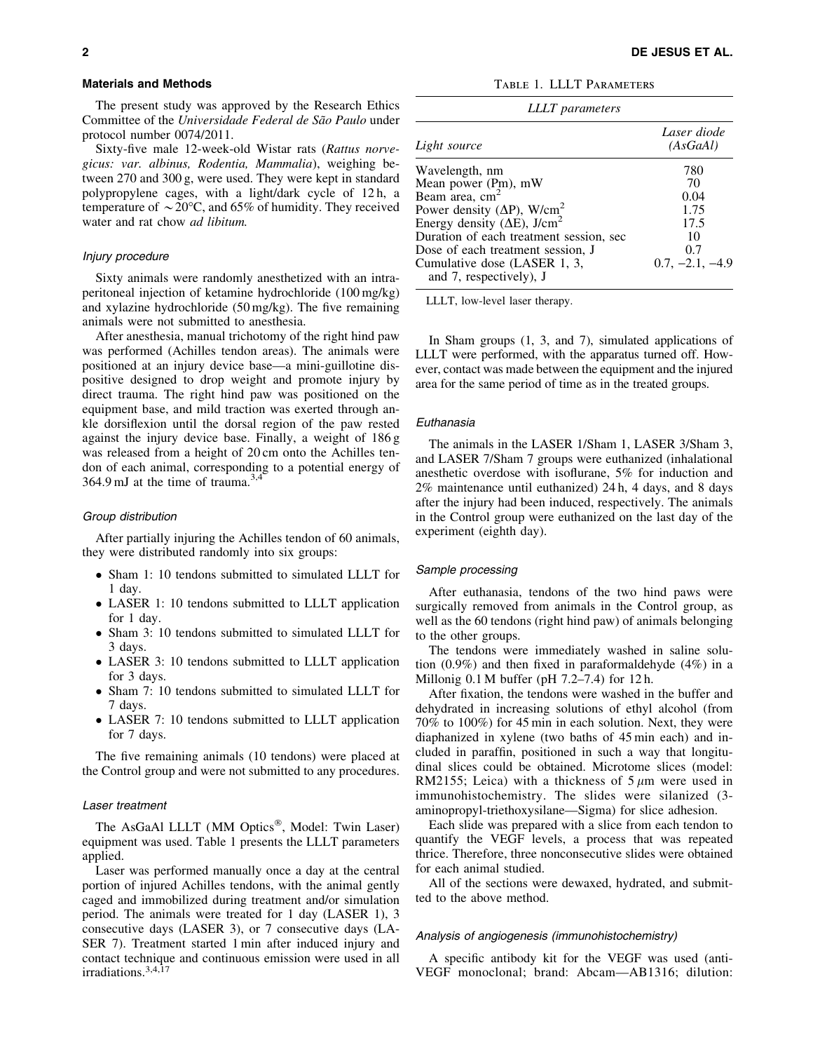### Materials and Methods

The present study was approved by the Research Ethics Committee of the *Universidade Federal de São Paulo* under protocol number 0074/2011.

Sixty-five male 12-week-old Wistar rats (*Rattus norvegicus: var. albinus, Rodentia, Mammalia*), weighing between 270 and 300 g, were used. They were kept in standard polypropylene cages, with a light/dark cycle of 12 h, a temperature of ∼20°C, and 65% of humidity. They received water and rat chow *ad libitum*.

#### *Injury procedure*

Sixty animals were randomly anesthetized with an intraperitoneal injection of ketamine hydrochloride (100 mg/kg) and xylazine hydrochloride (50 mg/kg). The five remaining animals were not submitted to anesthesia.

After anesthesia, manual trichotomy of the right hind paw was performed (Achilles tendon areas). The animals were positioned at an injury device base—a mini-guillotine dispositive designed to drop weight and promote injury by direct trauma. The right hind paw was positioned on the equipment base, and mild traction was exerted through ankle dorsiflexion until the dorsal region of the paw rested against the injury device base. Finally, a weight of 186 g was released from a height of 20 cm onto the Achilles tendon of each animal, corresponding to a potential energy of 364.9 mJ at the time of trauma.[3,4]

#### *Group distribution*

After partially injuring the Achilles tendon of 60 animals, they were distributed randomly into six groups:

- Sham 1: 10 tendons submitted to simulated LLLT for 1 day.
- LASER 1: 10 tendons submitted to LLLT application for 1 day.
- Sham 3: 10 tendons submitted to simulated LLLT for 3 days.
- LASER 3: 10 tendons submitted to LLLT application for 3 days.
- Sham 7: 10 tendons submitted to simulated LLLT for 7 days.
- LASER 7: 10 tendons submitted to LLLT application for 7 days.

The five remaining animals (10 tendons) were placed at the Control group and were not submitted to any procedures.

#### *Laser treatment*

The AsGaAl LLLT (MM Optics®, Model: Twin Laser) equipment was used. Table 1 presents the LLLT parameters applied.

Laser was performed manually once a day at the central portion of injured Achilles tendons, with the animal gently caged and immobilized during treatment and/or simulation period. The animals were treated for 1 day (LASER 1), 3 consecutive days (LASER 3), or 7 consecutive days (LASER 7). Treatment started 1 min after induced injury and contact technique and continuous emission were used in all irradiations.[3,4,17]

Table 1. LLLT Parameters

| *LLLT parameters* | |
|---|---|
| *Light source* | *Laser diode (AsGaAl)* |
| Wavelength, nm | 780 |
| Mean power (Pm), mW | 70 |
| Beam area, $cm^2$ | 0.04 |
| Power density (ΔP), $W/cm^2$ | 1.75 |
| Energy density (ΔE), $J/cm^2$ | 17.5 |
| Duration of each treatment session, sec | 10 |
| Dose of each treatment session, J | 0.7 |
| Cumulative dose (LASER 1, 3, and 7, respectively), J | 0.7, −2.1, −4.9 |

LLLT, low-level laser therapy.

In Sham groups (1, 3, and 7), simulated applications of LLLT were performed, with the apparatus turned off. However, contact was made between the equipment and the injured area for the same period of time as in the treated groups.

#### *Euthanasia*

The animals in the LASER 1/Sham 1, LASER 3/Sham 3, and LASER 7/Sham 7 groups were euthanized (inhalational anesthetic overdose with isoflurane, 5% for induction and 2% maintenance until euthanized) 24 h, 4 days, and 8 days after the injury had been induced, respectively. The animals in the Control group were euthanized on the last day of the experiment (eighth day).

#### *Sample processing*

After euthanasia, tendons of the two hind paws were surgically removed from animals in the Control group, as well as the 60 tendons (right hind paw) of animals belonging to the other groups.

The tendons were immediately washed in saline solution (0.9%) and then fixed in paraformaldehyde (4%) in a Millonig 0.1 M buffer (pH 7.2–7.4) for 12 h.

After fixation, the tendons were washed in the buffer and dehydrated in increasing solutions of ethyl alcohol (from 70% to 100%) for 45 min in each solution. Next, they were diaphanized in xylene (two baths of 45 min each) and included in paraffin, positioned in such a way that longitudinal slices could be obtained. Microtome slices (model: RM2155; Leica) with a thickness of 5 μm were used in immunohistochemistry. The slides were silanized (3-aminopropyl-triethoxysilane—Sigma) for slice adhesion.

Each slide was prepared with a slice from each tendon to quantify the VEGF levels, a process that was repeated thrice. Therefore, three nonconsecutive slides were obtained for each animal studied.

All of the sections were dewaxed, hydrated, and submitted to the above method.

#### *Analysis of angiogenesis (immunohistochemistry)*

A specific antibody kit for the VEGF was used (anti-VEGF monoclonal; brand: Abcam—AB1316; dilution: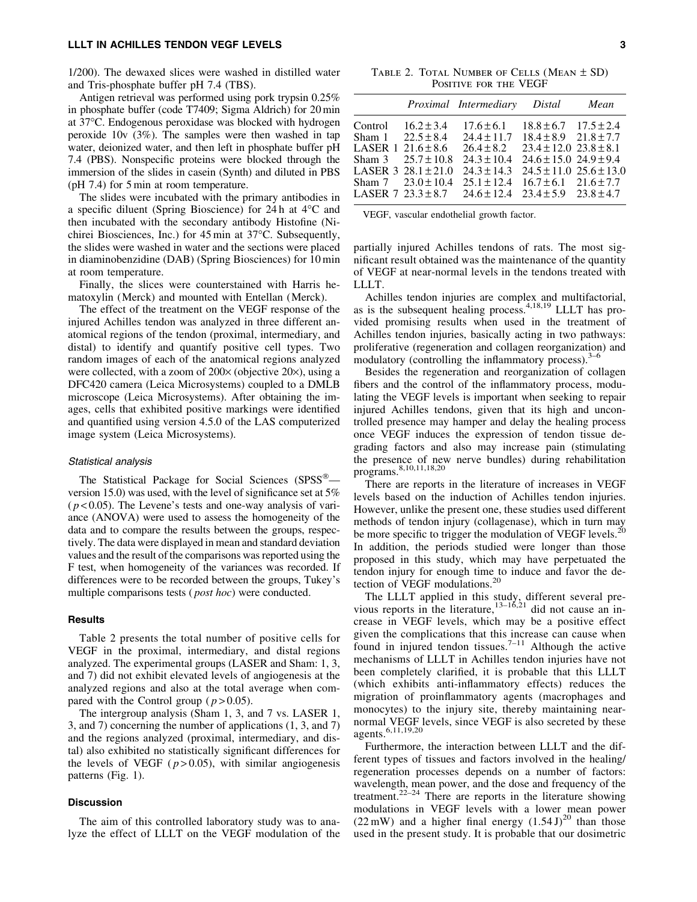1/200). The dewaxed slices were washed in distilled water and Tris-phosphate buffer pH 7.4 (TBS).

Antigen retrieval was performed using pork trypsin 0.25% in phosphate buffer (code T7409; Sigma Aldrich) for 20 min at 37°C. Endogenous peroxidase was blocked with hydrogen peroxide 10v (3%). The samples were then washed in tap water, deionized water, and then left in phosphate buffer pH 7.4 (PBS). Nonspecific proteins were blocked through the immersion of the slides in casein (Synth) and diluted in PBS (pH 7.4) for 5 min at room temperature.

The slides were incubated with the primary antibodies in a specific diluent (Spring Bioscience) for 24 h at 4°C and then incubated with the secondary antibody Histofine (Nichirei Biosciences, Inc.) for 45 min at 37°C. Subsequently, the slides were washed in water and the sections were placed in diaminobenzidine (DAB) (Spring Biosciences) for 10 min at room temperature.

Finally, the slices were counterstained with Harris hematoxylin (Merck) and mounted with Entellan (Merck).

The effect of the treatment on the VEGF response of the injured Achilles tendon was analyzed in three different anatomical regions of the tendon (proximal, intermediary, and distal) to identify and quantify positive cell types. Two random images of each of the anatomical regions analyzed were collected, with a zoom of 200× (objective 20×), using a DFC420 camera (Leica Microsystems) coupled to a DMLB microscope (Leica Microsystems). After obtaining the images, cells that exhibited positive markings were identified and quantified using version 4.5.0 of the LAS computerized image system (Leica Microsystems).

### *Statistical analysis*

The Statistical Package for Social Sciences (SPSS®—version 15.0) was used, with the level of significance set at 5% ($p < 0.05$). The Levene's tests and one-way analysis of variance (ANOVA) were used to assess the homogeneity of the data and to compare the results between the groups, respectively. The data were displayed in mean and standard deviation values and the result of the comparisons was reported using the F test, when homogeneity of the variances was recorded. If differences were to be recorded between the groups, Tukey's multiple comparisons tests (*post hoc*) were conducted.

### Results

Table 2 presents the total number of positive cells for VEGF in the proximal, intermediary, and distal regions analyzed. The experimental groups (LASER and Sham: 1, 3, and 7) did not exhibit elevated levels of angiogenesis at the analyzed regions and also at the total average when compared with the Control group ($p > 0.05$).

The intergroup analysis (Sham 1, 3, and 7 vs. LASER 1, 3, and 7) concerning the number of applications (1, 3, and 7) and the regions analyzed (proximal, intermediary, and distal) also exhibited no statistically significant differences for the levels of VEGF ($p > 0.05$), with similar angiogenesis patterns (Fig. 1).

### Discussion

The aim of this controlled laboratory study was to analyze the effect of LLLT on the VEGF modulation of the partially injured Achilles tendons of rats. The most significant result obtained was the maintenance of the quantity of VEGF at near-normal levels in the tendons treated with LLLT.

Achilles tendon injuries are complex and multifactorial, as is the subsequent healing process.[4,18,19] LLLT has provided promising results when used in the treatment of Achilles tendon injuries, basically acting in two pathways: proliferative (regeneration and collagen reorganization) and modulatory (controlling the inflammatory process).[3–6]

Besides the regeneration and reorganization of collagen fibers and the control of the inflammatory process, modulating the VEGF levels is important when seeking to repair injured Achilles tendons, given that its high and uncontrolled presence may hamper and delay the healing process once VEGF induces the expression of tendon tissue degrading factors and also may increase pain (stimulating the presence of new nerve bundles) during rehabilitation programs.[8,10,11,18,20]

There are reports in the literature of increases in VEGF levels based on the induction of Achilles tendon injuries. However, unlike the present one, these studies used different methods of tendon injury (collagenase), which in turn may be more specific to trigger the modulation of VEGF levels.[20] In addition, the periods studied were longer than those proposed in this study, which may have perpetuated the tendon injury for enough time to induce and favor the detection of VEGF modulations.[20]

The LLLT applied in this study, different several previous reports in the literature,[13–16,21] did not cause an increase in VEGF levels, which may be a positive effect given the complications that this increase can cause when found in injured tendon tissues.[7–11] Although the active mechanisms of LLLT in Achilles tendon injuries have not been completely clarified, it is probable that this LLLT (which exhibits anti-inflammatory effects) reduces the migration of proinflammatory agents (macrophages and monocytes) to the injury site, thereby maintaining near-normal VEGF levels, since VEGF is also secreted by these agents.[6,11,19,20]

Furthermore, the interaction between LLLT and the different types of tissues and factors involved in the healing/regeneration processes depends on a number of factors: wavelength, mean power, and the dose and frequency of the treatment.[22–24] There are reports in the literature showing modulations in VEGF levels with a lower mean power (22 mW) and a higher final energy (1.54 J)[20] than those used in the present study. It is probable that our dosimetric

Table 2. Total Number of Cells (Mean ± SD) Positive for the VEGF

| | *Proximal* | *Intermediary* | *Distal* | *Mean* |
|---|---|---|---|---|
| Control | 16.2 ± 3.4 | 17.6 ± 6.1 | 18.8 ± 6.7 | 17.5 ± 2.4 |
| Sham 1 | 22.5 ± 8.4 | 24.4 ± 11.7 | 18.4 ± 8.9 | 21.8 ± 7.7 |
| LASER 1 | 21.6 ± 8.6 | 26.4 ± 8.2 | 23.4 ± 12.0 | 23.8 ± 8.1 |
| Sham 3 | 25.7 ± 10.8 | 24.3 ± 10.4 | 24.6 ± 15.0 | 24.9 ± 9.4 |
| LASER 3 | 28.1 ± 21.0 | 24.3 ± 14.3 | 24.5 ± 11.0 | 25.6 ± 13.0 |
| Sham 7 | 23.0 ± 10.4 | 25.1 ± 12.4 | 16.7 ± 6.1 | 21.6 ± 7.7 |
| LASER 7 | 23.3 ± 8.7 | 24.6 ± 12.4 | 23.4 ± 5.9 | 23.8 ± 4.7 |

VEGF, vascular endothelial growth factor.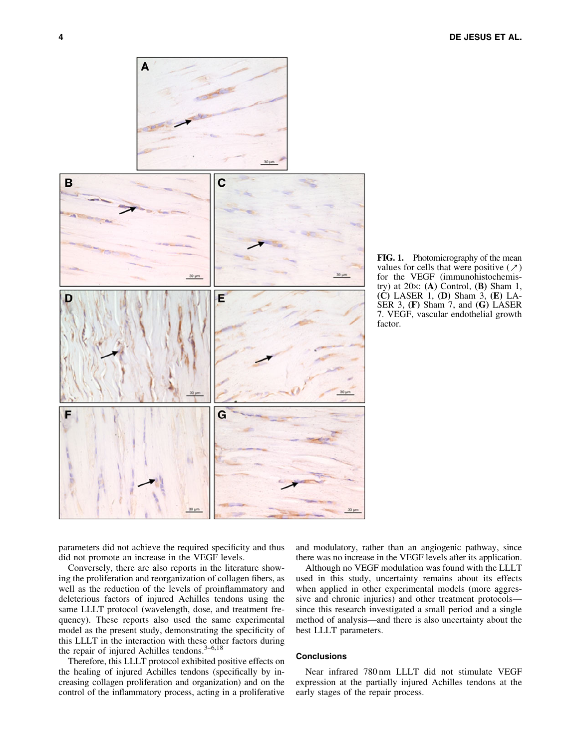FIG. 1. Photomicrography of the mean values for cells that were positive (↗) for the VEGF (immunohistochemistry) at 20×: **(A)** Control, **(B)** Sham 1, **(C)** LASER 1, **(D)** Sham 3, **(E)** LASER 3, **(F)** Sham 7, and **(G)** LASER 7. VEGF, vascular endothelial growth factor.

parameters did not achieve the required specificity and thus did not promote an increase in the VEGF levels.

Conversely, there are also reports in the literature showing the proliferation and reorganization of collagen fibers, as well as the reduction of the levels of proinflammatory and deleterious factors of injured Achilles tendons using the same LLLT protocol (wavelength, dose, and treatment frequency). These reports also used the same experimental model as the present study, demonstrating the specificity of this LLLT in the interaction with these other factors during the repair of injured Achilles tendons.[3–6,18]

Therefore, this LLLT protocol exhibited positive effects on the healing of injured Achilles tendons (specifically by increasing collagen proliferation and organization) and on the control of the inflammatory process, acting in a proliferative and modulatory, rather than an angiogenic pathway, since there was no increase in the VEGF levels after its application.

Although no VEGF modulation was found with the LLLT used in this study, uncertainty remains about its effects when applied in other experimental models (more aggressive and chronic injuries) and other treatment protocols—since this research investigated a small period and a single method of analysis—and there is also uncertainty about the best LLLT parameters.

## Conclusions

Near infrared 780 nm LLLT did not stimulate VEGF expression at the partially injured Achilles tendons at the early stages of the repair process.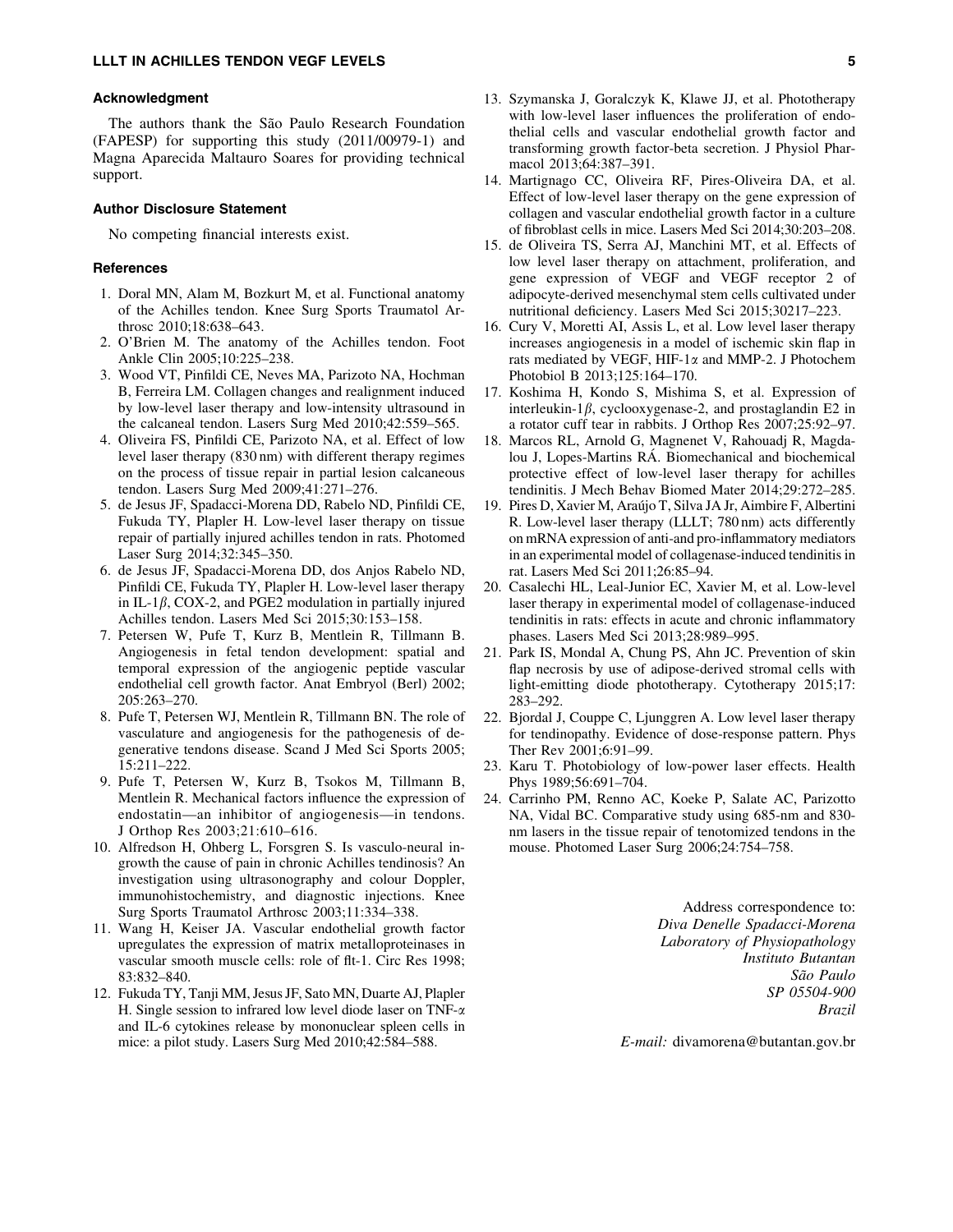## Acknowledgment

The authors thank the São Paulo Research Foundation (FAPESP) for supporting this study (2011/00979-1) and Magna Aparecida Maltauro Soares for providing technical support.

## Author Disclosure Statement

No competing financial interests exist.

## References

1. Doral MN, Alam M, Bozkurt M, et al. Functional anatomy of the Achilles tendon. Knee Surg Sports Traumatol Arthrosc 2010;18:638–643.
2. O'Brien M. The anatomy of the Achilles tendon. Foot Ankle Clin 2005;10:225–238.
3. Wood VT, Pinfildi CE, Neves MA, Parizoto NA, Hochman B, Ferreira LM. Collagen changes and realignment induced by low-level laser therapy and low-intensity ultrasound in the calcaneal tendon. Lasers Surg Med 2010;42:559–565.
4. Oliveira FS, Pinfildi CE, Parizoto NA, et al. Effect of low level laser therapy (830 nm) with different therapy regimes on the process of tissue repair in partial lesion calcaneous tendon. Lasers Surg Med 2009;41:271–276.
5. de Jesus JF, Spadacci-Morena DD, Rabelo ND, Pinfildi CE, Fukuda TY, Plapler H. Low-level laser therapy on tissue repair of partially injured achilles tendon in rats. Photomed Laser Surg 2014;32:345–350.
6. de Jesus JF, Spadacci-Morena DD, dos Anjos Rabelo ND, Pinfildi CE, Fukuda TY, Plapler H. Low-level laser therapy in IL-1$\beta$, COX-2, and PGE2 modulation in partially injured Achilles tendon. Lasers Med Sci 2015;30:153–158.
7. Petersen W, Pufe T, Kurz B, Mentlein R, Tillmann B. Angiogenesis in fetal tendon development: spatial and temporal expression of the angiogenic peptide vascular endothelial cell growth factor. Anat Embryol (Berl) 2002; 205:263–270.
8. Pufe T, Petersen WJ, Mentlein R, Tillmann BN. The role of vasculature and angiogenesis for the pathogenesis of degenerative tendons disease. Scand J Med Sci Sports 2005; 15:211–222.
9. Pufe T, Petersen W, Kurz B, Tsokos M, Tillmann B, Mentlein R. Mechanical factors influence the expression of endostatin—an inhibitor of angiogenesis—in tendons. J Orthop Res 2003;21:610–616.
10. Alfredson H, Ohberg L, Forsgren S. Is vasculo-neural ingrowth the cause of pain in chronic Achilles tendinosis? An investigation using ultrasonography and colour Doppler, immunohistochemistry, and diagnostic injections. Knee Surg Sports Traumatol Arthrosc 2003;11:334–338.
11. Wang H, Keiser JA. Vascular endothelial growth factor upregulates the expression of matrix metalloproteinases in vascular smooth muscle cells: role of flt-1. Circ Res 1998; 83:832–840.
12. Fukuda TY, Tanji MM, Jesus JF, Sato MN, Duarte AJ, Plapler H. Single session to infrared low level diode laser on TNF-$\alpha$ and IL-6 cytokines release by mononuclear spleen cells in mice: a pilot study. Lasers Surg Med 2010;42:584–588.
13. Szymanska J, Goralczyk K, Klawe JJ, et al. Phototherapy with low-level laser influences the proliferation of endothelial cells and vascular endothelial growth factor and transforming growth factor-beta secretion. J Physiol Pharmacol 2013;64:387–391.
14. Martignago CC, Oliveira RF, Pires-Oliveira DA, et al. Effect of low-level laser therapy on the gene expression of collagen and vascular endothelial growth factor in a culture of fibroblast cells in mice. Lasers Med Sci 2014;30:203–208.
15. de Oliveira TS, Serra AJ, Manchini MT, et al. Effects of low level laser therapy on attachment, proliferation, and gene expression of VEGF and VEGF receptor 2 of adipocyte-derived mesenchymal stem cells cultivated under nutritional deficiency. Lasers Med Sci 2015;30217–223.
16. Cury V, Moretti AI, Assis L, et al. Low level laser therapy increases angiogenesis in a model of ischemic skin flap in rats mediated by VEGF, HIF-1$\alpha$ and MMP-2. J Photochem Photobiol B 2013;125:164–170.
17. Koshima H, Kondo S, Mishima S, et al. Expression of interleukin-1$\beta$, cyclooxygenase-2, and prostaglandin E2 in a rotator cuff tear in rabbits. J Orthop Res 2007;25:92–97.
18. Marcos RL, Arnold G, Magnenet V, Rahouadj R, Magdalou J, Lopes-Martins RÁ. Biomechanical and biochemical protective effect of low-level laser therapy for achilles tendinitis. J Mech Behav Biomed Mater 2014;29:272–285.
19. Pires D, Xavier M, Araújo T, Silva JA Jr, Aimbire F, Albertini R. Low-level laser therapy (LLLT; 780 nm) acts differently on mRNA expression of anti-and pro-inflammatory mediators in an experimental model of collagenase-induced tendinitis in rat. Lasers Med Sci 2011;26:85–94.
20. Casalechi HL, Leal-Junior EC, Xavier M, et al. Low-level laser therapy in experimental model of collagenase-induced tendinitis in rats: effects in acute and chronic inflammatory phases. Lasers Med Sci 2013;28:989–995.
21. Park IS, Mondal A, Chung PS, Ahn JC. Prevention of skin flap necrosis by use of adipose-derived stromal cells with light-emitting diode phototherapy. Cytotherapy 2015;17: 283–292.
22. Bjordal J, Couppe C, Ljunggren A. Low level laser therapy for tendinopathy. Evidence of dose-response pattern. Phys Ther Rev 2001;6:91–99.
23. Karu T. Photobiology of low-power laser effects. Health Phys 1989;56:691–704.
24. Carrinho PM, Renno AC, Koeke P, Salate AC, Parizotto NA, Vidal BC. Comparative study using 685-nm and 830-nm lasers in the tissue repair of tenotomized tendons in the mouse. Photomed Laser Surg 2006;24:754–758.

Address correspondence to:
*Diva Denelle Spadacci-Morena*
*Laboratory of Physiopathology*
*Instituto Butantan*
*São Paulo*
*SP 05504-900*
*Brazil*

*E-mail:* divamorena@butantan.gov.br